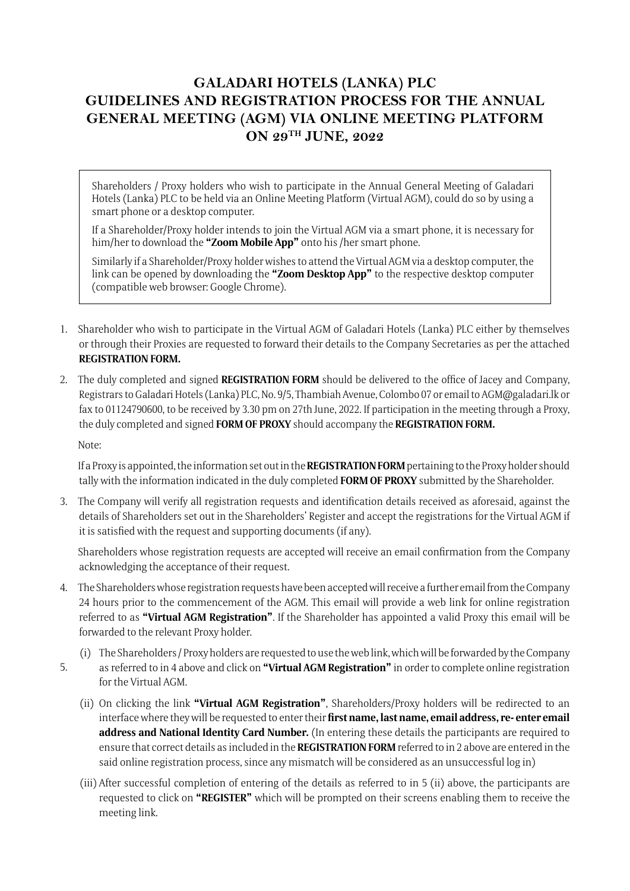# GALADARI HOTELS (LANKA) PLC
# GUIDELINES AND REGISTRATION PROCESS FOR THE ANNUAL GENERAL MEETING (AGM) VIA ONLINE MEETING PLATFORM ON 29TH JUNE, 2022

Shareholders / Proxy holders who wish to participate in the Annual General Meeting of Galadari Hotels (Lanka) PLC to be held via an Online Meeting Platform (Virtual AGM), could do so by using a smart phone or a desktop computer.

If a Shareholder/Proxy holder intends to join the Virtual AGM via a smart phone, it is necessary for him/her to download the **"Zoom Mobile App"** onto his /her smart phone.

Similarly if a Shareholder/Proxy holder wishes to attend the Virtual AGM via a desktop computer, the link can be opened by downloading the **"Zoom Desktop App"** to the respective desktop computer (compatible web browser: Google Chrome).

1. Shareholder who wish to participate in the Virtual AGM of Galadari Hotels (Lanka) PLC either by themselves or through their Proxies are requested to forward their details to the Company Secretaries as per the attached **REGISTRATION FORM.**

2. The duly completed and signed **REGISTRATION FORM** should be delivered to the office of Jacey and Company, Registrars to Galadari Hotels (Lanka) PLC, No. 9/5, Thambiah Avenue, Colombo 07 or email to AGM@galadari.lk or fax to 01124790600, to be received by 3.30 pm on 27th June, 2022. If participation in the meeting through a Proxy, the duly completed and signed **FORM OF PROXY** should accompany the **REGISTRATION FORM.**

   Note:

   If a Proxy is appointed, the information set out in the **REGISTRATION FORM** pertaining to the Proxy holder should tally with the information indicated in the duly completed **FORM OF PROXY** submitted by the Shareholder.

3. The Company will verify all registration requests and identification details received as aforesaid, against the details of Shareholders set out in the Shareholders' Register and accept the registrations for the Virtual AGM if it is satisfied with the request and supporting documents (if any).

   Shareholders whose registration requests are accepted will receive an email confirmation from the Company acknowledging the acceptance of their request.

4. The Shareholders whose registration requests have been accepted will receive a further email from the Company 24 hours prior to the commencement of the AGM. This email will provide a web link for online registration referred to as **"Virtual AGM Registration"**. If the Shareholder has appointed a valid Proxy this email will be forwarded to the relevant Proxy holder.

5. (i) The Shareholders / Proxy holders are requested to use the web link, which will be forwarded by the Company as referred to in 4 above and click on **"Virtual AGM Registration"** in order to complete online registration for the Virtual AGM.

   (ii) On clicking the link **"Virtual AGM Registration"**, Shareholders/Proxy holders will be redirected to an interface where they will be requested to enter their **first name, last name, email address, re- enter email address and National Identity Card Number.** (In entering these details the participants are required to ensure that correct details as included in the **REGISTRATION FORM** referred to in 2 above are entered in the said online registration process, since any mismatch will be considered as an unsuccessful log in)

   (iii) After successful completion of entering of the details as referred to in 5 (ii) above, the participants are requested to click on **"REGISTER"** which will be prompted on their screens enabling them to receive the meeting link.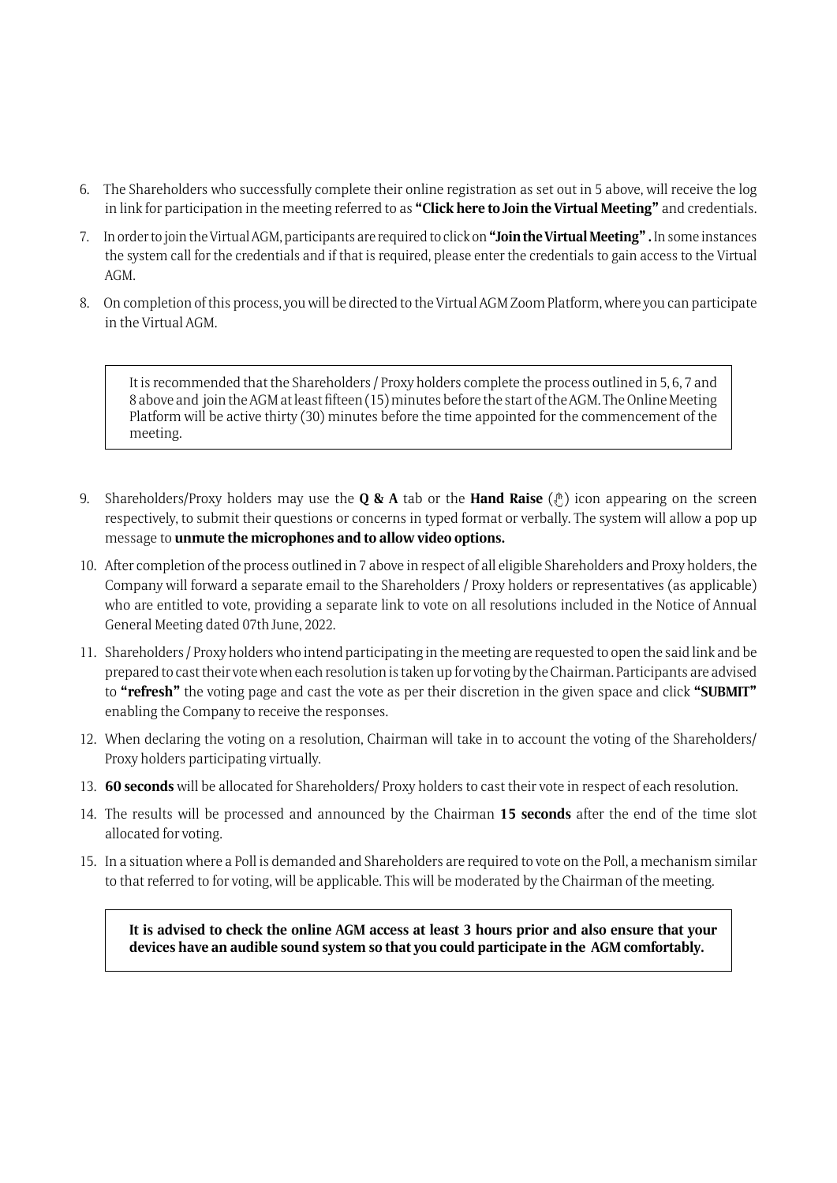6. The Shareholders who successfully complete their online registration as set out in 5 above, will receive the log in link for participation in the meeting referred to as **"Click here to Join the Virtual Meeting"** and credentials.

7. In order to join the Virtual AGM, participants are required to click on **"Join the Virtual Meeting" .** In some instances the system call for the credentials and if that is required, please enter the credentials to gain access to the Virtual AGM.

8. On completion of this process, you will be directed to the Virtual AGM Zoom Platform, where you can participate in the Virtual AGM.

> It is recommended that the Shareholders / Proxy holders complete the process outlined in 5, 6, 7 and 8 above and join the AGM at least fifteen (15) minutes before the start of the AGM. The Online Meeting Platform will be active thirty (30) minutes before the time appointed for the commencement of the meeting.

9. Shareholders/Proxy holders may use the **Q & A** tab or the **Hand Raise** (✋) icon appearing on the screen respectively, to submit their questions or concerns in typed format or verbally. The system will allow a pop up message to **unmute the microphones and to allow video options.**

10. After completion of the process outlined in 7 above in respect of all eligible Shareholders and Proxy holders, the Company will forward a separate email to the Shareholders / Proxy holders or representatives (as applicable) who are entitled to vote, providing a separate link to vote on all resolutions included in the Notice of Annual General Meeting dated 07th June, 2022.

11. Shareholders / Proxy holders who intend participating in the meeting are requested to open the said link and be prepared to cast their vote when each resolution is taken up for voting by the Chairman. Participants are advised to **"refresh"** the voting page and cast the vote as per their discretion in the given space and click **"SUBMIT"** enabling the Company to receive the responses.

12. When declaring the voting on a resolution, Chairman will take in to account the voting of the Shareholders/ Proxy holders participating virtually.

13. **60 seconds** will be allocated for Shareholders/ Proxy holders to cast their vote in respect of each resolution.

14. The results will be processed and announced by the Chairman **15 seconds** after the end of the time slot allocated for voting.

15. In a situation where a Poll is demanded and Shareholders are required to vote on the Poll, a mechanism similar to that referred to for voting, will be applicable. This will be moderated by the Chairman of the meeting.

> **It is advised to check the online AGM access at least 3 hours prior and also ensure that your devices have an audible sound system so that you could participate in the AGM comfortably.**